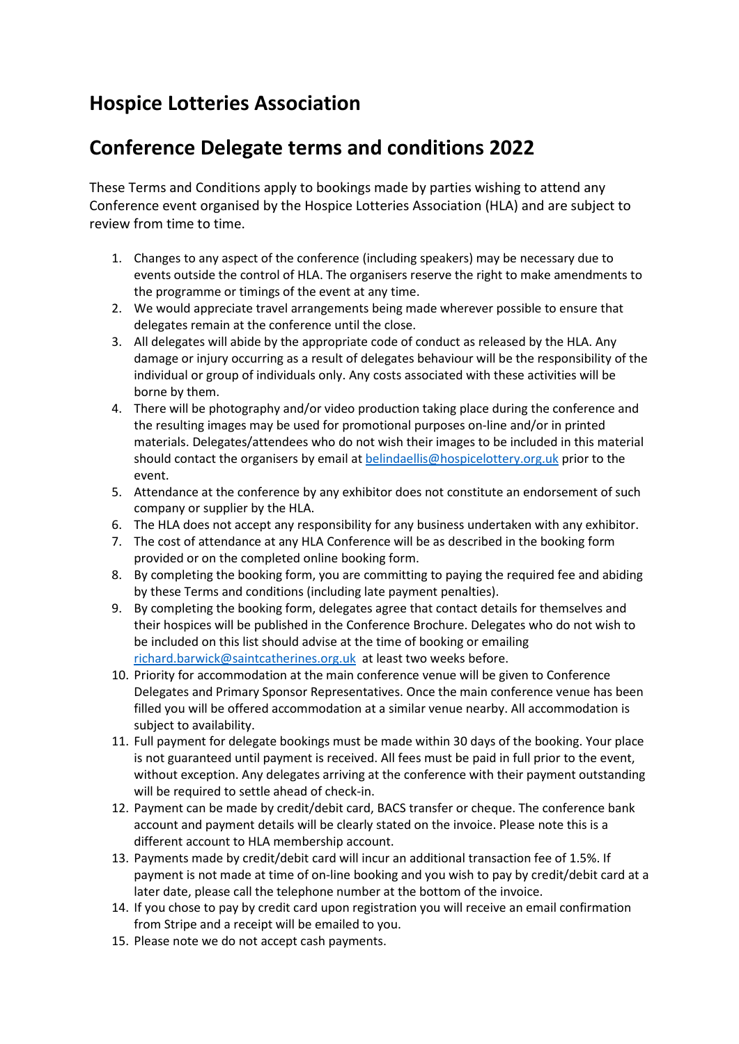# Hospice Lotteries Association

# Conference Delegate terms and conditions 2022

These Terms and Conditions apply to bookings made by parties wishing to attend any Conference event organised by the Hospice Lotteries Association (HLA) and are subject to review from time to time.

1. Changes to any aspect of the conference (including speakers) may be necessary due to events outside the control of HLA. The organisers reserve the right to make amendments to the programme or timings of the event at any time.
2. We would appreciate travel arrangements being made wherever possible to ensure that delegates remain at the conference until the close.
3. All delegates will abide by the appropriate code of conduct as released by the HLA. Any damage or injury occurring as a result of delegates behaviour will be the responsibility of the individual or group of individuals only. Any costs associated with these activities will be borne by them.
4. There will be photography and/or video production taking place during the conference and the resulting images may be used for promotional purposes on-line and/or in printed materials. Delegates/attendees who do not wish their images to be included in this material should contact the organisers by email at belindaellis@hospicelottery.org.uk prior to the event.
5. Attendance at the conference by any exhibitor does not constitute an endorsement of such company or supplier by the HLA.
6. The HLA does not accept any responsibility for any business undertaken with any exhibitor.
7. The cost of attendance at any HLA Conference will be as described in the booking form provided or on the completed online booking form.
8. By completing the booking form, you are committing to paying the required fee and abiding by these Terms and conditions (including late payment penalties).
9. By completing the booking form, delegates agree that contact details for themselves and their hospices will be published in the Conference Brochure. Delegates who do not wish to be included on this list should advise at the time of booking or emailing richard.barwick@saintcatherines.org.uk at least two weeks before.
10. Priority for accommodation at the main conference venue will be given to Conference Delegates and Primary Sponsor Representatives. Once the main conference venue has been filled you will be offered accommodation at a similar venue nearby. All accommodation is subject to availability.
11. Full payment for delegate bookings must be made within 30 days of the booking. Your place is not guaranteed until payment is received. All fees must be paid in full prior to the event, without exception. Any delegates arriving at the conference with their payment outstanding will be required to settle ahead of check-in.
12. Payment can be made by credit/debit card, BACS transfer or cheque. The conference bank account and payment details will be clearly stated on the invoice. Please note this is a different account to HLA membership account.
13. Payments made by credit/debit card will incur an additional transaction fee of 1.5%. If payment is not made at time of on-line booking and you wish to pay by credit/debit card at a later date, please call the telephone number at the bottom of the invoice.
14. If you chose to pay by credit card upon registration you will receive an email confirmation from Stripe and a receipt will be emailed to you.
15. Please note we do not accept cash payments.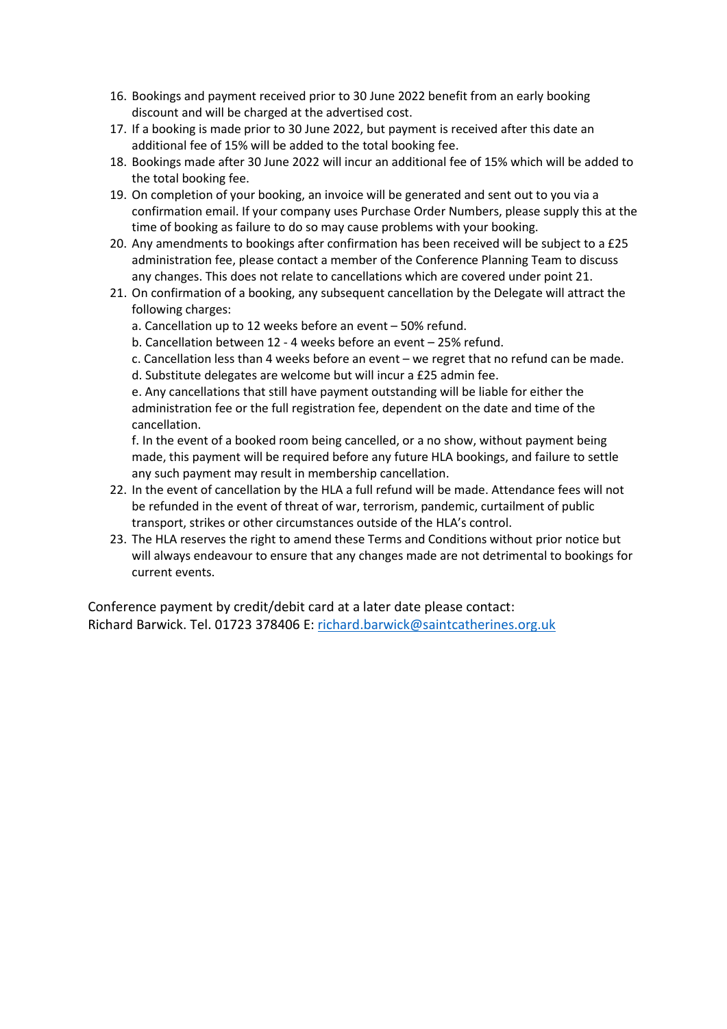16. Bookings and payment received prior to 30 June 2022 benefit from an early booking discount and will be charged at the advertised cost.
17. If a booking is made prior to 30 June 2022, but payment is received after this date an additional fee of 15% will be added to the total booking fee.
18. Bookings made after 30 June 2022 will incur an additional fee of 15% which will be added to the total booking fee.
19. On completion of your booking, an invoice will be generated and sent out to you via a confirmation email. If your company uses Purchase Order Numbers, please supply this at the time of booking as failure to do so may cause problems with your booking.
20. Any amendments to bookings after confirmation has been received will be subject to a £25 administration fee, please contact a member of the Conference Planning Team to discuss any changes. This does not relate to cancellations which are covered under point 21.
21. On confirmation of a booking, any subsequent cancellation by the Delegate will attract the following charges:

    a. Cancellation up to 12 weeks before an event – 50% refund.

    b. Cancellation between 12 - 4 weeks before an event – 25% refund.

    c. Cancellation less than 4 weeks before an event – we regret that no refund can be made.

    d. Substitute delegates are welcome but will incur a £25 admin fee.

    e. Any cancellations that still have payment outstanding will be liable for either the administration fee or the full registration fee, dependent on the date and time of the cancellation.

    f. In the event of a booked room being cancelled, or a no show, without payment being made, this payment will be required before any future HLA bookings, and failure to settle any such payment may result in membership cancellation.
22. In the event of cancellation by the HLA a full refund will be made. Attendance fees will not be refunded in the event of threat of war, terrorism, pandemic, curtailment of public transport, strikes or other circumstances outside of the HLA's control.
23. The HLA reserves the right to amend these Terms and Conditions without prior notice but will always endeavour to ensure that any changes made are not detrimental to bookings for current events.

Conference payment by credit/debit card at a later date please contact:
Richard Barwick. Tel. 01723 378406 E: richard.barwick@saintcatherines.org.uk